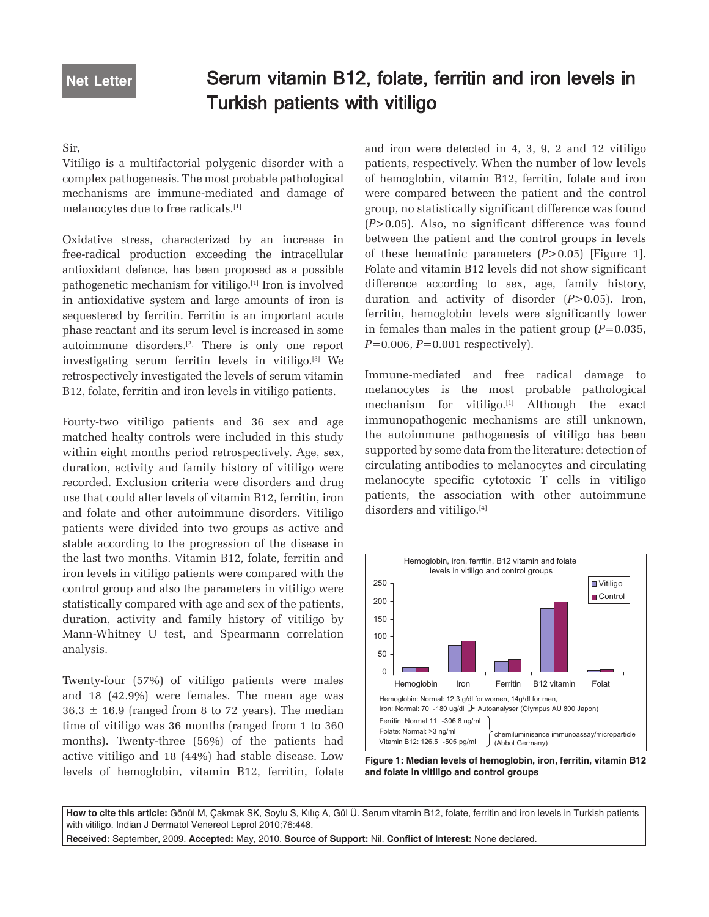Net Letter

# Serum vitamin B12, folate, ferritin and iron levels in Turkish patients with vitiligo

Sir,

Vitiligo is a multifactorial polygenic disorder with a complex pathogenesis. The most probable pathological mechanisms are immune-mediated and damage of melanocytes due to free radicals.[1]

Oxidative stress, characterized by an increase in free-radical production exceeding the intracellular antioxidant defence, has been proposed as a possible pathogenetic mechanism for vitiligo.[1] Iron is involved in antioxidative system and large amounts of iron is sequestered by ferritin. Ferritin is an important acute phase reactant and its serum level is increased in some autoimmune disorders.[2] There is only one report investigating serum ferritin levels in vitiligo.[3] We retrospectively investigated the levels of serum vitamin B12, folate, ferritin and iron levels in vitiligo patients.

Fourty-two vitiligo patients and 36 sex and age matched healty controls were included in this study within eight months period retrospectively. Age, sex, duration, activity and family history of vitiligo were recorded. Exclusion criteria were disorders and drug use that could alter levels of vitamin B12, ferritin, iron and folate and other autoimmune disorders. Vitiligo patients were divided into two groups as active and stable according to the progression of the disease in the last two months. Vitamin B12, folate, ferritin and iron levels in vitiligo patients were compared with the control group and also the parameters in vitiligo were statistically compared with age and sex of the patients, duration, activity and family history of vitiligo by Mann-Whitney U test, and Spearmann correlation analysis.

Twenty-four (57%) of vitiligo patients were males and 18 (42.9%) were females. The mean age was 36.3 ± 16.9 (ranged from 8 to 72 years). The median time of vitiligo was 36 months (ranged from 1 to 360 months). Twenty-three (56%) of the patients had active vitiligo and 18 (44%) had stable disease. Low levels of hemoglobin, vitamin B12, ferritin, folate and iron were detected in 4, 3, 9, 2 and 12 vitiligo patients, respectively. When the number of low levels of hemoglobin, vitamin B12, ferritin, folate and iron were compared between the patient and the control group, no statistically significant difference was found ($P>0.05$). Also, no significant difference was found between the patient and the control groups in levels of these hematinic parameters ($P>0.05$) [Figure 1]. Folate and vitamin B12 levels did not show significant difference according to sex, age, family history, duration and activity of disorder ($P>0.05$). Iron, ferritin, hemoglobin levels were significantly lower in females than males in the patient group ($P=0.035$, $P=0.006$, $P=0.001$ respectively).

Immune-mediated and free radical damage to melanocytes is the most probable pathological mechanism for vitiligo.[1] Although the exact immunopathogenic mechanisms are still unknown, the autoimmune pathogenesis of vitiligo has been supported by some data from the literature: detection of circulating antibodies to melanocytes and circulating melanocyte specific cytotoxic T cells in vitiligo patients, the association with other autoimmune disorders and vitiligo.[4]

Hemoglobin, iron, ferritin, B12 vitamin and folate levels in vitiligo and control groups

Hemoglobin: Normal: 12.3 g/dl for women, 14g/dl for men,
Iron: Normal: 70 -180 ug/dl — Autoanalyser (Olympus AU 800 Japon)
Ferritin: Normal:11 -306.8 ng/ml
Folate: Normal: >3 ng/ml
Vitamin B12: 126.5 -505 pg/ml
— chemiluminisance immunoassay/microparticle (Abbot Germany)

**Figure 1: Median levels of hemoglobin, iron, ferritin, vitamin B12 and folate in vitiligo and control groups**

**How to cite this article:** Gönül M, Çakmak SK, Soylu S, Kılıç A, Gül Ü. Serum vitamin B12, folate, ferritin and iron levels in Turkish patients with vitiligo. Indian J Dermatol Venereol Leprol 2010;76:448.

**Received:** September, 2009. **Accepted:** May, 2010. **Source of Support:** Nil. **Conflict of Interest:** None declared.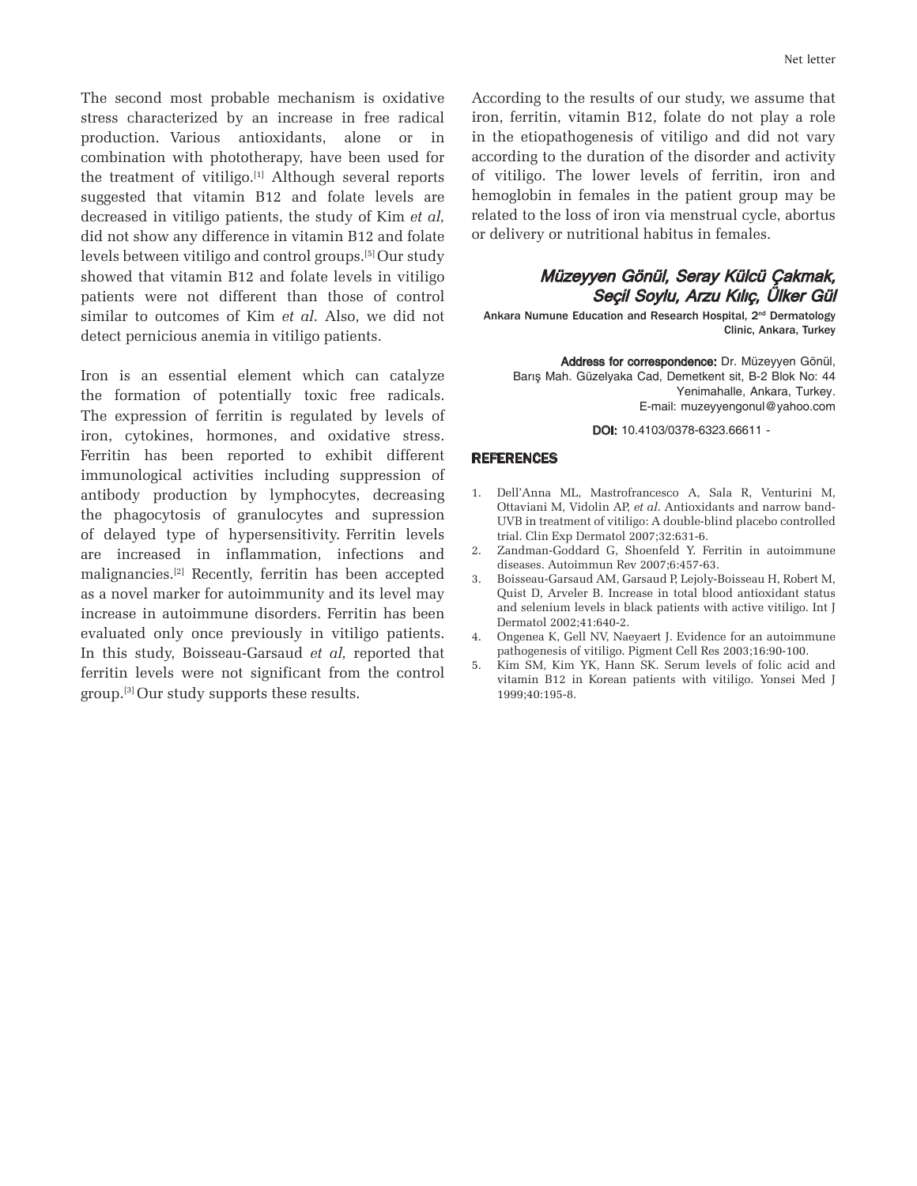The second most probable mechanism is oxidative stress characterized by an increase in free radical production. Various antioxidants, alone or in combination with phototherapy, have been used for the treatment of vitiligo.[1] Although several reports suggested that vitamin B12 and folate levels are decreased in vitiligo patients, the study of Kim *et al*, did not show any difference in vitamin B12 and folate levels between vitiligo and control groups.[5] Our study showed that vitamin B12 and folate levels in vitiligo patients were not different than those of control similar to outcomes of Kim *et al*. Also, we did not detect pernicious anemia in vitiligo patients.

Iron is an essential element which can catalyze the formation of potentially toxic free radicals. The expression of ferritin is regulated by levels of iron, cytokines, hormones, and oxidative stress. Ferritin has been reported to exhibit different immunological activities including suppression of antibody production by lymphocytes, decreasing the phagocytosis of granulocytes and supression of delayed type of hypersensitivity. Ferritin levels are increased in inflammation, infections and malignancies.[2] Recently, ferritin has been accepted as a novel marker for autoimmunity and its level may increase in autoimmune disorders. Ferritin has been evaluated only once previously in vitiligo patients. In this study, Boisseau-Garsaud *et al*, reported that ferritin levels were not significant from the control group.[3] Our study supports these results.

According to the results of our study, we assume that iron, ferritin, vitamin B12, folate do not play a role in the etiopathogenesis of vitiligo and did not vary according to the duration of the disorder and activity of vitiligo. The lower levels of ferritin, iron and hemoglobin in females in the patient group may be related to the loss of iron via menstrual cycle, abortus or delivery or nutritional habitus in females.

***Müzeyyen Gönül, Seray Külcü Çakmak, Seçil Soylu, Arzu Kılıç, Ülker Gül***

**Ankara Numune Education and Research Hospital, 2nd Dermatology Clinic, Ankara, Turkey**

**Address for correspondence:** Dr. Müzeyyen Gönül, Barış Mah. Güzelyaka Cad, Demetkent sit, B-2 Blok No: 44 Yenimahalle, Ankara, Turkey. E-mail: muzeyyengonul@yahoo.com

**DOI:** 10.4103/0378-6323.66611 -

## REFERENCES

1. Dell'Anna ML, Mastrofrancesco A, Sala R, Venturini M, Ottaviani M, Vidolin AP, *et al*. Antioxidants and narrow band-UVB in treatment of vitiligo: A double-blind placebo controlled trial. Clin Exp Dermatol 2007;32:631-6.
2. Zandman-Goddard G, Shoenfeld Y. Ferritin in autoimmune diseases. Autoimmun Rev 2007;6:457-63.
3. Boisseau-Garsaud AM, Garsaud P, Lejoly-Boisseau H, Robert M, Quist D, Arveler B. Increase in total blood antioxidant status and selenium levels in black patients with active vitiligo. Int J Dermatol 2002;41:640-2.
4. Ongenea K, Gell NV, Naeyaert J. Evidence for an autoimmune pathogenesis of vitiligo. Pigment Cell Res 2003;16:90-100.
5. Kim SM, Kim YK, Hann SK. Serum levels of folic acid and vitamin B12 in Korean patients with vitiligo. Yonsei Med J 1999;40:195-8.